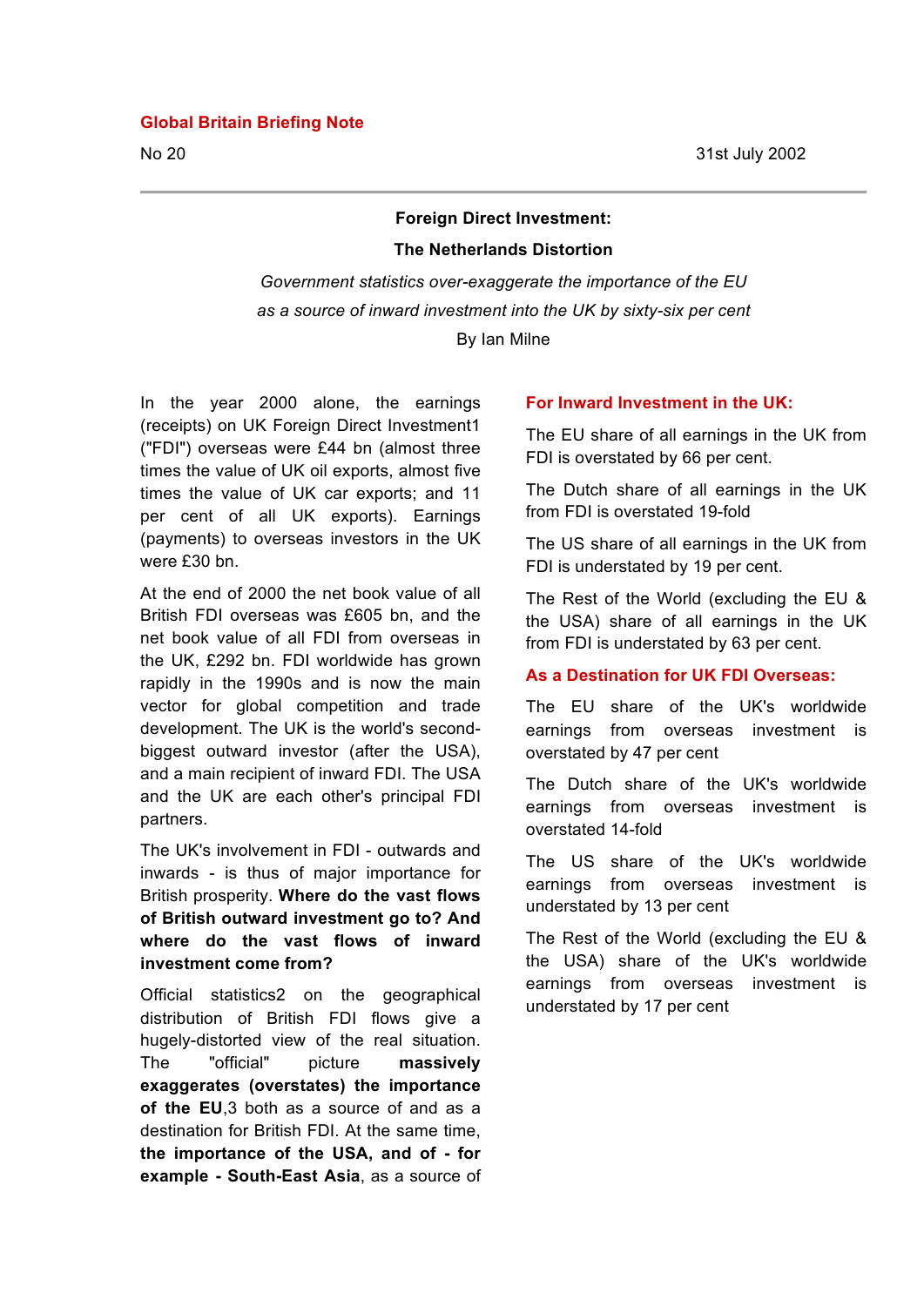**Global Britain Briefing Note**

No 20

31st July 2002

## Foreign Direct Investment:

## The Netherlands Distortion

*Government statistics over-exaggerate the importance of the EU as a source of inward investment into the UK by sixty-six per cent*

By Ian Milne

In the year 2000 alone, the earnings (receipts) on UK Foreign Direct Investment[1] ("FDI") overseas were £44 bn (almost three times the value of UK oil exports, almost five times the value of UK car exports; and 11 per cent of all UK exports). Earnings (payments) to overseas investors in the UK were £30 bn.

At the end of 2000 the net book value of all British FDI overseas was £605 bn, and the net book value of all FDI from overseas in the UK, £292 bn. FDI worldwide has grown rapidly in the 1990s and is now the main vector for global competition and trade development. The UK is the world's second-biggest outward investor (after the USA), and a main recipient of inward FDI. The USA and the UK are each other's principal FDI partners.

The UK's involvement in FDI - outwards and inwards - is thus of major importance for British prosperity. **Where do the vast flows of British outward investment go to? And where do the vast flows of inward investment come from?**

Official statistics[2] on the geographical distribution of British FDI flows give a hugely-distorted view of the real situation. The "official" picture **massively exaggerates (overstates) the importance of the EU**,[3] both as a source of and as a destination for British FDI. At the same time, **the importance of the USA, and of - for example - South-East Asia**, as a source of

### For Inward Investment in the UK:

The EU share of all earnings in the UK from FDI is overstated by 66 per cent.

The Dutch share of all earnings in the UK from FDI is overstated 19-fold

The US share of all earnings in the UK from FDI is understated by 19 per cent.

The Rest of the World (excluding the EU & the USA) share of all earnings in the UK from FDI is understated by 63 per cent.

### As a Destination for UK FDI Overseas:

The EU share of the UK's worldwide earnings from overseas investment is overstated by 47 per cent

The Dutch share of the UK's worldwide earnings from overseas investment is overstated 14-fold

The US share of the UK's worldwide earnings from overseas investment is understated by 13 per cent

The Rest of the World (excluding the EU & the USA) share of the UK's worldwide earnings from overseas investment is understated by 17 per cent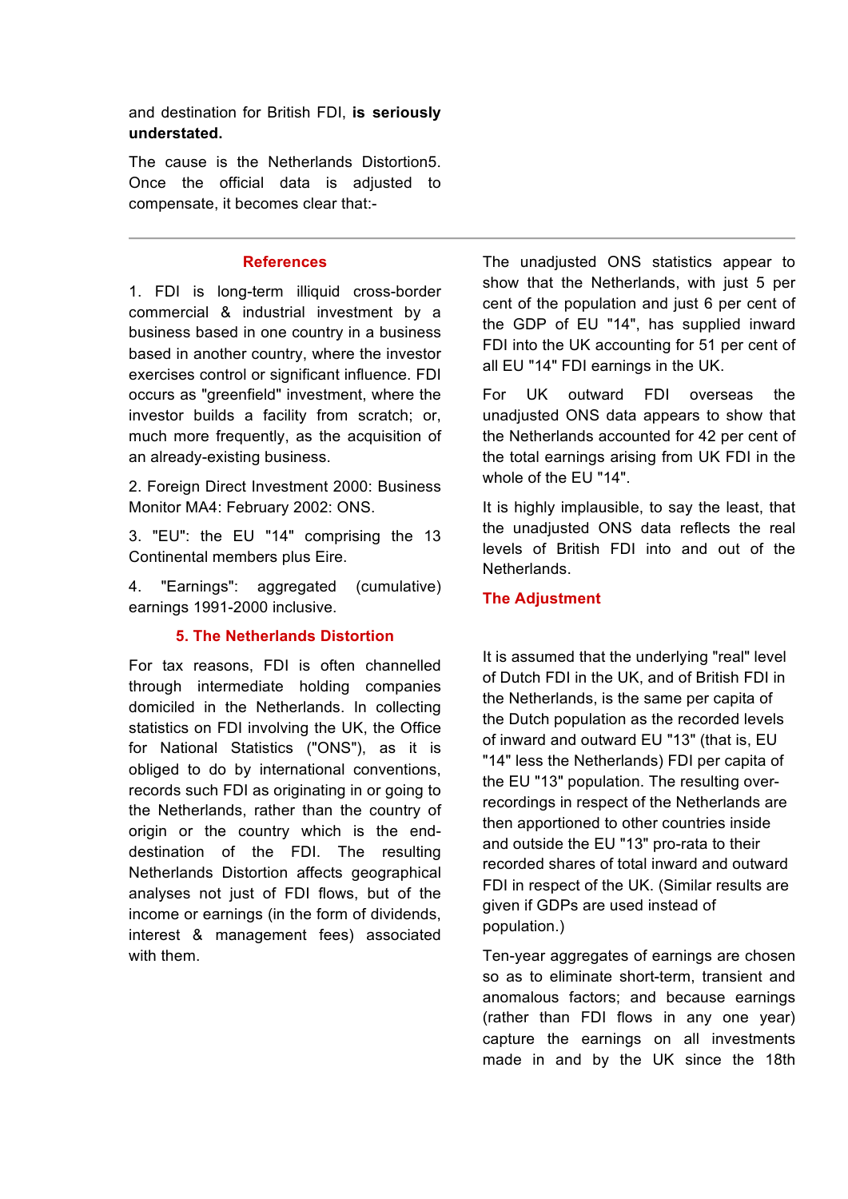and destination for British FDI, **is seriously understated.**

The cause is the Netherlands Distortion5. Once the official data is adjusted to compensate, it becomes clear that:-

---

## References

1. FDI is long-term illiquid cross-border commercial & industrial investment by a business based in one country in a business based in another country, where the investor exercises control or significant influence. FDI occurs as "greenfield" investment, where the investor builds a facility from scratch; or, much more frequently, as the acquisition of an already-existing business.

2. Foreign Direct Investment 2000: Business Monitor MA4: February 2002: ONS.

3. "EU": the EU "14" comprising the 13 Continental members plus Eire.

4. "Earnings": aggregated (cumulative) earnings 1991-2000 inclusive.

## 5. The Netherlands Distortion

For tax reasons, FDI is often channelled through intermediate holding companies domiciled in the Netherlands. In collecting statistics on FDI involving the UK, the Office for National Statistics ("ONS"), as it is obliged to do by international conventions, records such FDI as originating in or going to the Netherlands, rather than the country of origin or the country which is the end-destination of the FDI. The resulting Netherlands Distortion affects geographical analyses not just of FDI flows, but of the income or earnings (in the form of dividends, interest & management fees) associated with them.

The unadjusted ONS statistics appear to show that the Netherlands, with just 5 per cent of the population and just 6 per cent of the GDP of EU "14", has supplied inward FDI into the UK accounting for 51 per cent of all EU "14" FDI earnings in the UK.

For UK outward FDI overseas the unadjusted ONS data appears to show that the Netherlands accounted for 42 per cent of the total earnings arising from UK FDI in the whole of the EU "14".

It is highly implausible, to say the least, that the unadjusted ONS data reflects the real levels of British FDI into and out of the Netherlands.

## The Adjustment

It is assumed that the underlying "real" level of Dutch FDI in the UK, and of British FDI in the Netherlands, is the same per capita of the Dutch population as the recorded levels of inward and outward EU "13" (that is, EU "14" less the Netherlands) FDI per capita of the EU "13" population. The resulting over-recordings in respect of the Netherlands are then apportioned to other countries inside and outside the EU "13" pro-rata to their recorded shares of total inward and outward FDI in respect of the UK. (Similar results are given if GDPs are used instead of population.)

Ten-year aggregates of earnings are chosen so as to eliminate short-term, transient and anomalous factors; and because earnings (rather than FDI flows in any one year) capture the earnings on all investments made in and by the UK since the 18th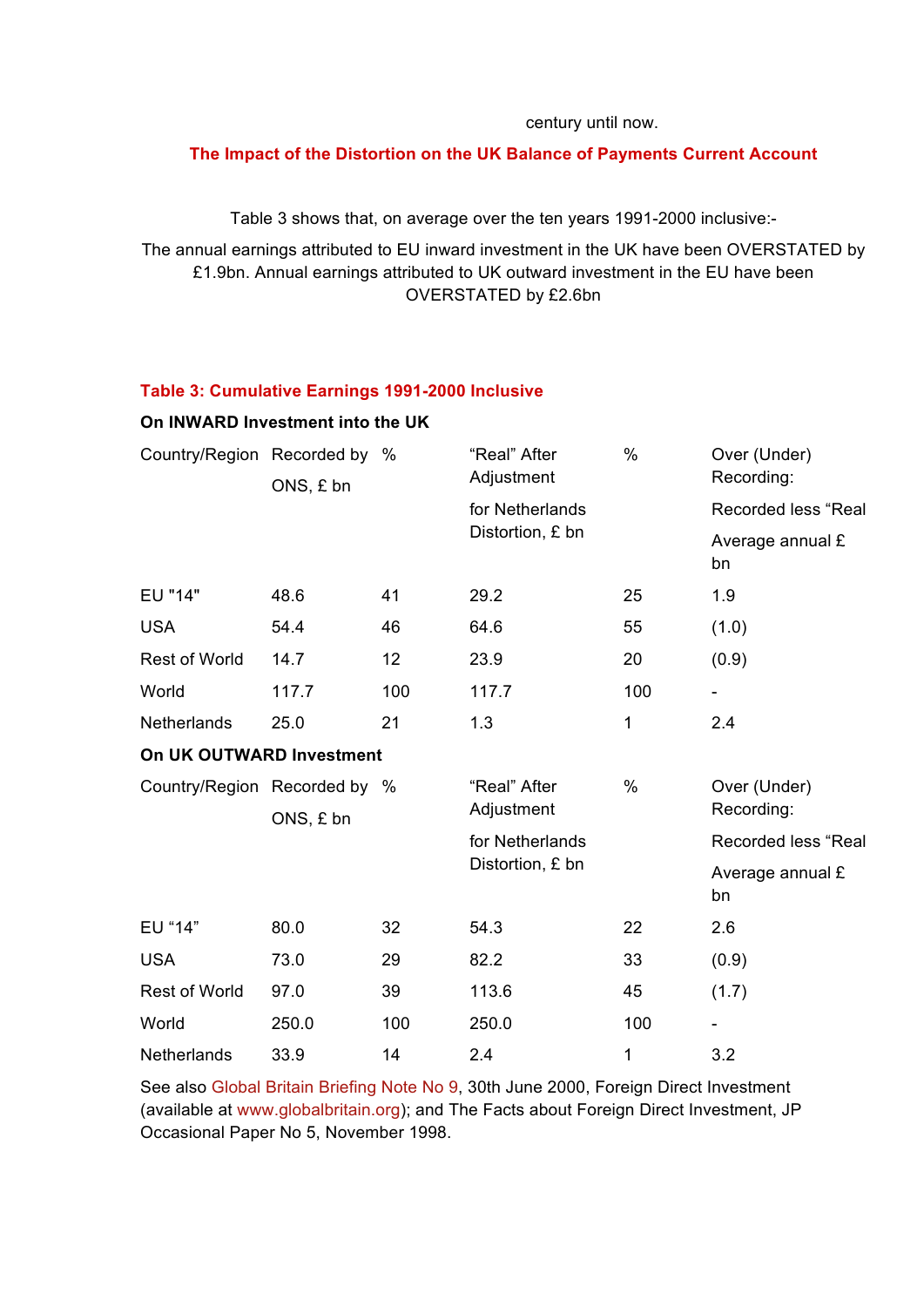century until now.

## The Impact of the Distortion on the UK Balance of Payments Current Account

Table 3 shows that, on average over the ten years 1991-2000 inclusive:-

The annual earnings attributed to EU inward investment in the UK have been OVERSTATED by £1.9bn. Annual earnings attributed to UK outward investment in the EU have been OVERSTATED by £2.6bn

### Table 3: Cumulative Earnings 1991-2000 Inclusive

**On INWARD Investment into the UK**

| Country/Region | Recorded by ONS, £ bn | % | "Real" After Adjustment for Netherlands Distortion, £ bn | % | Over (Under) Recording: Recorded less "Real Average annual £ bn |
|---|---|---|---|---|---|
| EU "14" | 48.6 | 41 | 29.2 | 25 | 1.9 |
| USA | 54.4 | 46 | 64.6 | 55 | (1.0) |
| Rest of World | 14.7 | 12 | 23.9 | 20 | (0.9) |
| World | 117.7 | 100 | 117.7 | 100 | - |
| Netherlands | 25.0 | 21 | 1.3 | 1 | 2.4 |

**On UK OUTWARD Investment**

| Country/Region | Recorded by ONS, £ bn | % | "Real" After Adjustment for Netherlands Distortion, £ bn | % | Over (Under) Recording: Recorded less "Real Average annual £ bn |
|---|---|---|---|---|---|
| EU "14" | 80.0 | 32 | 54.3 | 22 | 2.6 |
| USA | 73.0 | 29 | 82.2 | 33 | (0.9) |
| Rest of World | 97.0 | 39 | 113.6 | 45 | (1.7) |
| World | 250.0 | 100 | 250.0 | 100 | - |
| Netherlands | 33.9 | 14 | 2.4 | 1 | 3.2 |

See also Global Britain Briefing Note No 9, 30th June 2000, Foreign Direct Investment (available at www.globalbritain.org); and The Facts about Foreign Direct Investment, JP Occasional Paper No 5, November 1998.